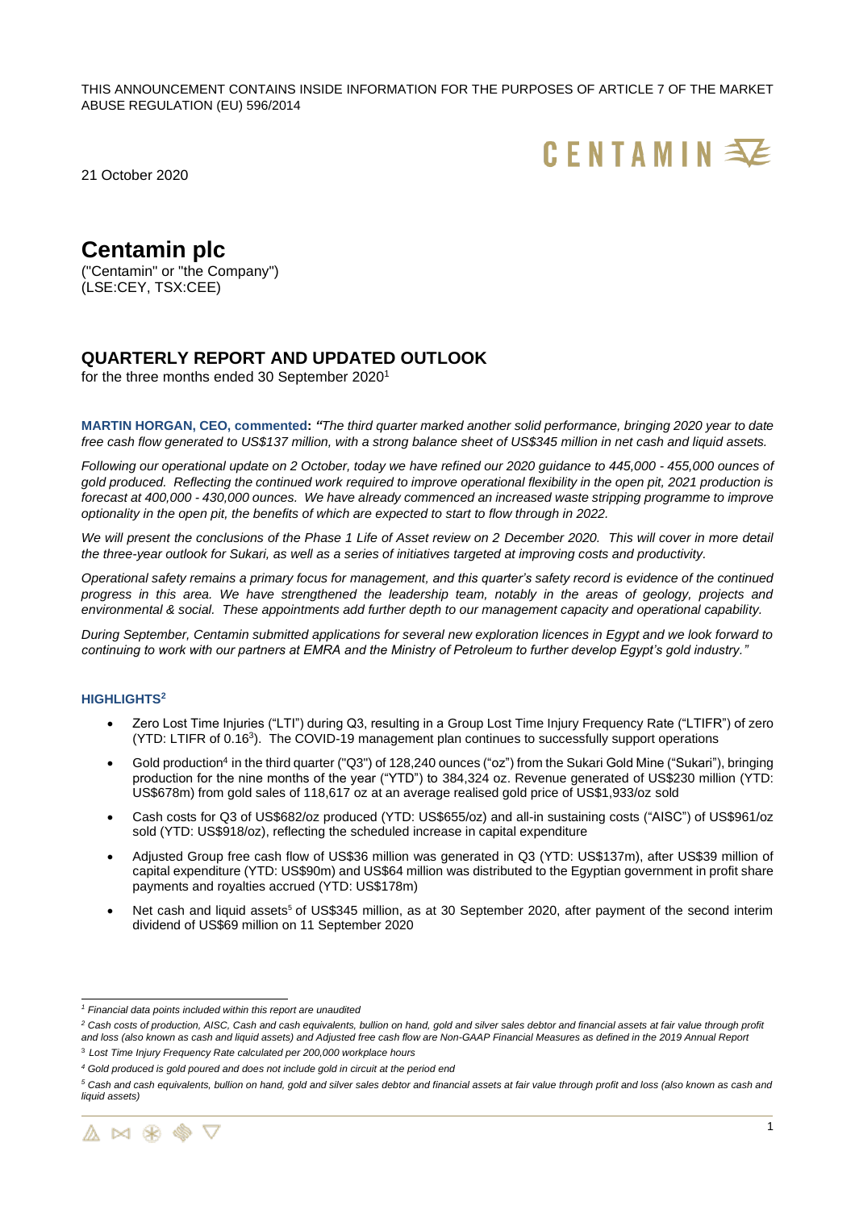THIS ANNOUNCEMENT CONTAINS INSIDE INFORMATION FOR THE PURPOSES OF ARTICLE 7 OF THE MARKET ABUSE REGULATION (EU) 596/2014

CENTAMIN

21 October 2020

# Centamin plc

("Centamin" or "the Company")
(LSE:CEY, TSX:CEE)

## QUARTERLY REPORT AND UPDATED OUTLOOK

for the three months ended 30 September 2020[1]

**MARTIN HORGAN, CEO, commented:** *"The third quarter marked another solid performance, bringing 2020 year to date free cash flow generated to US$137 million, with a strong balance sheet of US$345 million in net cash and liquid assets.*

*Following our operational update on 2 October, today we have refined our 2020 guidance to 445,000 - 455,000 ounces of gold produced. Reflecting the continued work required to improve operational flexibility in the open pit, 2021 production is forecast at 400,000 - 430,000 ounces. We have already commenced an increased waste stripping programme to improve optionality in the open pit, the benefits of which are expected to start to flow through in 2022.*

*We will present the conclusions of the Phase 1 Life of Asset review on 2 December 2020. This will cover in more detail the three-year outlook for Sukari, as well as a series of initiatives targeted at improving costs and productivity.*

*Operational safety remains a primary focus for management, and this quarter's safety record is evidence of the continued progress in this area. We have strengthened the leadership team, notably in the areas of geology, projects and environmental & social. These appointments add further depth to our management capacity and operational capability.*

*During September, Centamin submitted applications for several new exploration licences in Egypt and we look forward to continuing to work with our partners at EMRA and the Ministry of Petroleum to further develop Egypt's gold industry."*

### HIGHLIGHTS[2]

- Zero Lost Time Injuries ("LTI") during Q3, resulting in a Group Lost Time Injury Frequency Rate ("LTIFR") of zero (YTD: LTIFR of 0.16[3]). The COVID-19 management plan continues to successfully support operations
- Gold production[4] in the third quarter ("Q3") of 128,240 ounces ("oz") from the Sukari Gold Mine ("Sukari"), bringing production for the nine months of the year ("YTD") to 384,324 oz. Revenue generated of US$230 million (YTD: US$678m) from gold sales of 118,617 oz at an average realised gold price of US$1,933/oz sold
- Cash costs for Q3 of US$682/oz produced (YTD: US$655/oz) and all-in sustaining costs ("AISC") of US$961/oz sold (YTD: US$918/oz), reflecting the scheduled increase in capital expenditure
- Adjusted Group free cash flow of US$36 million was generated in Q3 (YTD: US$137m), after US$39 million of capital expenditure (YTD: US$90m) and US$64 million was distributed to the Egyptian government in profit share payments and royalties accrued (YTD: US$178m)
- Net cash and liquid assets[5] of US$345 million, as at 30 September 2020, after payment of the second interim dividend of US$69 million on 11 September 2020

---

[1] *Financial data points included within this report are unaudited*

[2] *Cash costs of production, AISC, Cash and cash equivalents, bullion on hand, gold and silver sales debtor and financial assets at fair value through profit and loss (also known as cash and liquid assets) and Adjusted free cash flow are Non-GAAP Financial Measures as defined in the 2019 Annual Report*

[3] *Lost Time Injury Frequency Rate calculated per 200,000 workplace hours*

[4] *Gold produced is gold poured and does not include gold in circuit at the period end*

[5] *Cash and cash equivalents, bullion on hand, gold and silver sales debtor and financial assets at fair value through profit and loss (also known as cash and liquid assets)*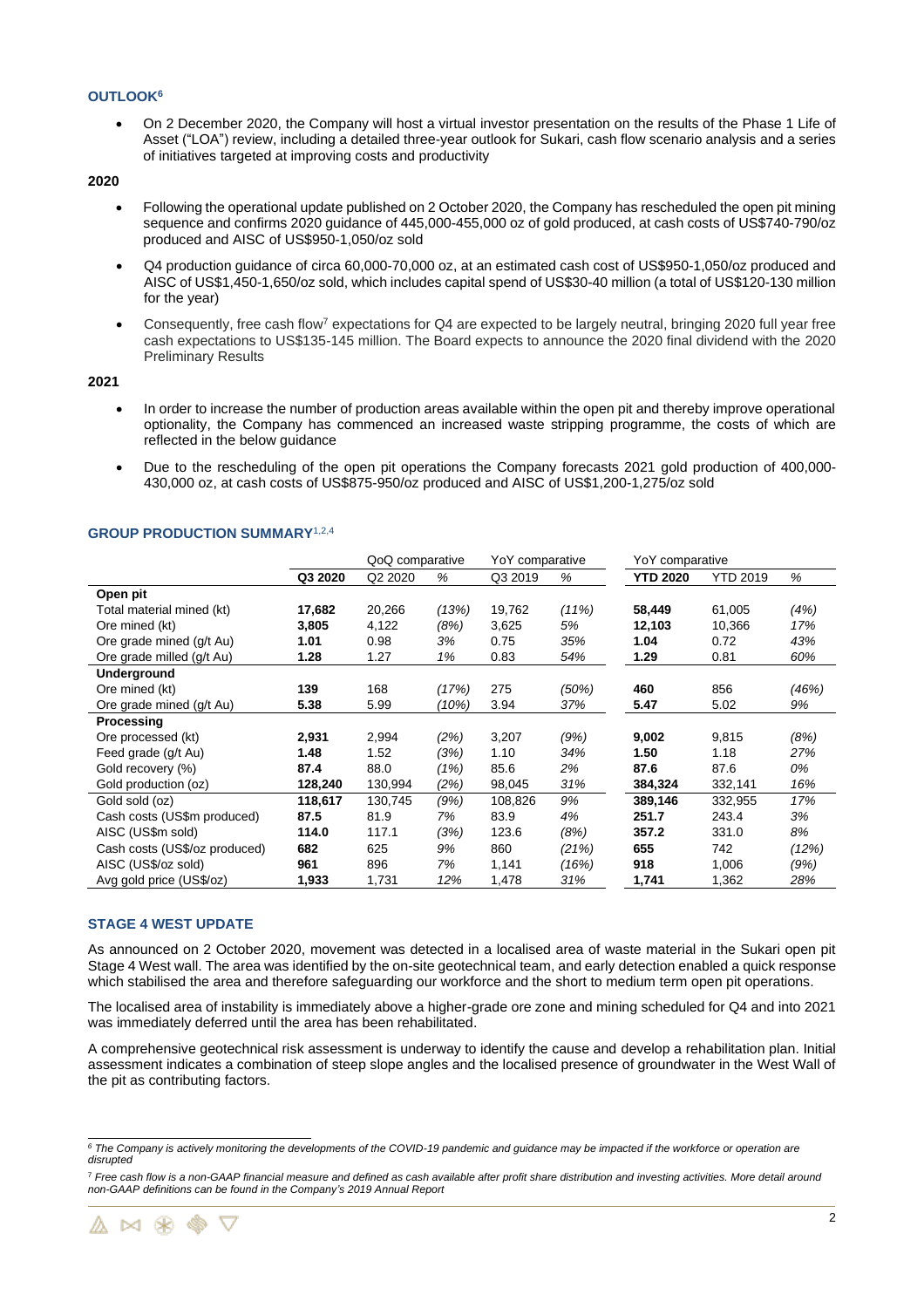### OUTLOOK[6]

- On 2 December 2020, the Company will host a virtual investor presentation on the results of the Phase 1 Life of Asset ("LOA") review, including a detailed three-year outlook for Sukari, cash flow scenario analysis and a series of initiatives targeted at improving costs and productivity

**2020**

- Following the operational update published on 2 October 2020, the Company has rescheduled the open pit mining sequence and confirms 2020 guidance of 445,000-455,000 oz of gold produced, at cash costs of US$740-790/oz produced and AISC of US$950-1,050/oz sold
- Q4 production guidance of circa 60,000-70,000 oz, at an estimated cash cost of US$950-1,050/oz produced and AISC of US$1,450-1,650/oz sold, which includes capital spend of US$30-40 million (a total of US$120-130 million for the year)
- Consequently, free cash flow[7] expectations for Q4 are expected to be largely neutral, bringing 2020 full year free cash expectations to US$135-145 million. The Board expects to announce the 2020 final dividend with the 2020 Preliminary Results

**2021**

- In order to increase the number of production areas available within the open pit and thereby improve operational optionality, the Company has commenced an increased waste stripping programme, the costs of which are reflected in the below guidance
- Due to the rescheduling of the open pit operations the Company forecasts 2021 gold production of 400,000-430,000 oz, at cash costs of US$875-950/oz produced and AISC of US$1,200-1,275/oz sold

### GROUP PRODUCTION SUMMARY[1,2,4]

| | QoQ comparative | | | YoY comparative | | YoY comparative | | |
|---|---|---|---|---|---|---|---|---|
| | **Q3 2020** | Q2 2020 | % | Q3 2019 | % | **YTD 2020** | YTD 2019 | % |
| **Open pit** | | | | | | | | |
| Total material mined (kt) | **17,682** | 20,266 | *(13%)* | 19,762 | *(11%)* | **58,449** | 61,005 | *(4%)* |
| Ore mined (kt) | **3,805** | 4,122 | *(8%)* | 3,625 | *5%* | **12,103** | 10,366 | *17%* |
| Ore grade mined (g/t Au) | **1.01** | 0.98 | *3%* | 0.75 | *35%* | **1.04** | 0.72 | *43%* |
| Ore grade milled (g/t Au) | **1.28** | 1.27 | *1%* | 0.83 | *54%* | **1.29** | 0.81 | *60%* |
| **Underground** | | | | | | | | |
| Ore mined (kt) | **139** | 168 | *(17%)* | 275 | *(50%)* | **460** | 856 | *(46%)* |
| Ore grade mined (g/t Au) | **5.38** | 5.99 | *(10%)* | 3.94 | *37%* | **5.47** | 5.02 | *9%* |
| **Processing** | | | | | | | | |
| Ore processed (kt) | **2,931** | 2,994 | *(2%)* | 3,207 | *(9%)* | **9,002** | 9,815 | *(8%)* |
| Feed grade (g/t Au) | **1.48** | 1.52 | *(3%)* | 1.10 | *34%* | **1.50** | 1.18 | *27%* |
| Gold recovery (%) | **87.4** | 88.0 | *(1%)* | 85.6 | *2%* | **87.6** | 87.6 | *0%* |
| Gold production (oz) | **128,240** | 130,994 | *(2%)* | 98,045 | *31%* | **384,324** | 332,141 | *16%* |
| Gold sold (oz) | **118,617** | 130,745 | *(9%)* | 108,826 | *9%* | **389,146** | 332,955 | *17%* |
| Cash costs (US$m produced) | **87.5** | 81.9 | *7%* | 83.9 | *4%* | **251.7** | 243.4 | *3%* |
| AISC (US$m sold) | **114.0** | 117.1 | *(3%)* | 123.6 | *(8%)* | **357.2** | 331.0 | *8%* |
| Cash costs (US$/oz produced) | **682** | 625 | *9%* | 860 | *(21%)* | **655** | 742 | *(12%)* |
| AISC (US$/oz sold) | **961** | 896 | *7%* | 1,141 | *(16%)* | **918** | 1,006 | *(9%)* |
| Avg gold price (US$/oz) | **1,933** | 1,731 | *12%* | 1,478 | *31%* | **1,741** | 1,362 | *28%* |

### STAGE 4 WEST UPDATE

As announced on 2 October 2020, movement was detected in a localised area of waste material in the Sukari open pit Stage 4 West wall. The area was identified by the on-site geotechnical team, and early detection enabled a quick response which stabilised the area and therefore safeguarding our workforce and the short to medium term open pit operations.

The localised area of instability is immediately above a higher-grade ore zone and mining scheduled for Q4 and into 2021 was immediately deferred until the area has been rehabilitated.

A comprehensive geotechnical risk assessment is underway to identify the cause and develop a rehabilitation plan. Initial assessment indicates a combination of steep slope angles and the localised presence of groundwater in the West Wall of the pit as contributing factors.

---

*[6] The Company is actively monitoring the developments of the COVID-19 pandemic and guidance may be impacted if the workforce or operation are disrupted*

*[7] Free cash flow is a non-GAAP financial measure and defined as cash available after profit share distribution and investing activities. More detail around non-GAAP definitions can be found in the Company's 2019 Annual Report*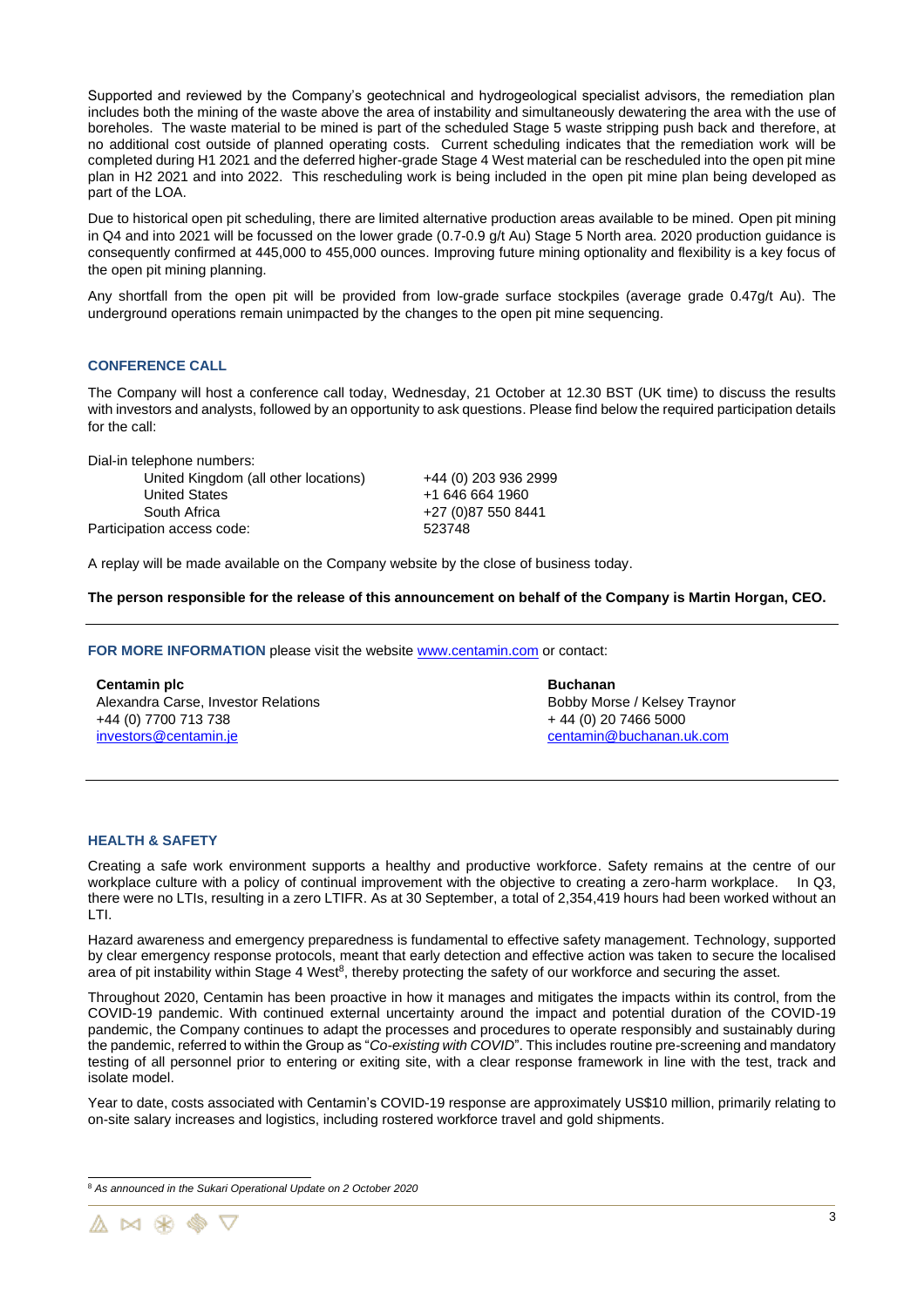Supported and reviewed by the Company's geotechnical and hydrogeological specialist advisors, the remediation plan includes both the mining of the waste above the area of instability and simultaneously dewatering the area with the use of boreholes. The waste material to be mined is part of the scheduled Stage 5 waste stripping push back and therefore, at no additional cost outside of planned operating costs. Current scheduling indicates that the remediation work will be completed during H1 2021 and the deferred higher-grade Stage 4 West material can be rescheduled into the open pit mine plan in H2 2021 and into 2022. This rescheduling work is being included in the open pit mine plan being developed as part of the LOA.

Due to historical open pit scheduling, there are limited alternative production areas available to be mined. Open pit mining in Q4 and into 2021 will be focussed on the lower grade (0.7-0.9 g/t Au) Stage 5 North area. 2020 production guidance is consequently confirmed at 445,000 to 455,000 ounces. Improving future mining optionality and flexibility is a key focus of the open pit mining planning.

Any shortfall from the open pit will be provided from low-grade surface stockpiles (average grade 0.47g/t Au). The underground operations remain unimpacted by the changes to the open pit mine sequencing.

## CONFERENCE CALL

The Company will host a conference call today, Wednesday, 21 October at 12.30 BST (UK time) to discuss the results with investors and analysts, followed by an opportunity to ask questions. Please find below the required participation details for the call:

Dial-in telephone numbers:

| | |
|---|---|
| United Kingdom (all other locations) | +44 (0) 203 936 2999 |
| United States | +1 646 664 1960 |
| South Africa | +27 (0)87 550 8441 |
| Participation access code: | 523748 |

A replay will be made available on the Company website by the close of business today.

**The person responsible for the release of this announcement on behalf of the Company is Martin Horgan, CEO.**

---

**FOR MORE INFORMATION** please visit the website www.centamin.com or contact:

**Centamin plc**
Alexandra Carse, Investor Relations
+44 (0) 7700 713 738
investors@centamin.je

**Buchanan**
Bobby Morse / Kelsey Traynor
+ 44 (0) 20 7466 5000
centamin@buchanan.uk.com

---

## HEALTH & SAFETY

Creating a safe work environment supports a healthy and productive workforce. Safety remains at the centre of our workplace culture with a policy of continual improvement with the objective to creating a zero-harm workplace. In Q3, there were no LTIs, resulting in a zero LTIFR. As at 30 September, a total of 2,354,419 hours had been worked without an LTI.

Hazard awareness and emergency preparedness is fundamental to effective safety management. Technology, supported by clear emergency response protocols, meant that early detection and effective action was taken to secure the localised area of pit instability within Stage 4 West[8], thereby protecting the safety of our workforce and securing the asset.

Throughout 2020, Centamin has been proactive in how it manages and mitigates the impacts within its control, from the COVID-19 pandemic. With continued external uncertainty around the impact and potential duration of the COVID-19 pandemic, the Company continues to adapt the processes and procedures to operate responsibly and sustainably during the pandemic, referred to within the Group as "*Co-existing with COVID*". This includes routine pre-screening and mandatory testing of all personnel prior to entering or exiting site, with a clear response framework in line with the test, track and isolate model.

Year to date, costs associated with Centamin's COVID-19 response are approximately US$10 million, primarily relating to on-site salary increases and logistics, including rostered workforce travel and gold shipments.

---

[8] *As announced in the Sukari Operational Update on 2 October 2020*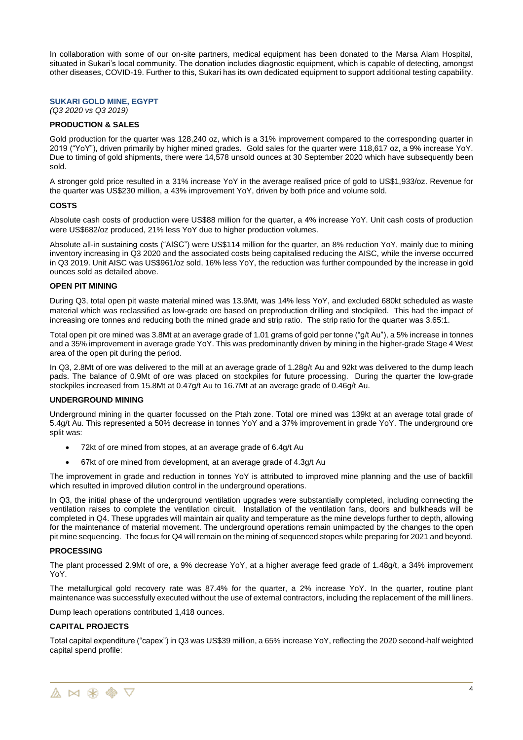In collaboration with some of our on-site partners, medical equipment has been donated to the Marsa Alam Hospital, situated in Sukari's local community. The donation includes diagnostic equipment, which is capable of detecting, amongst other diseases, COVID-19. Further to this, Sukari has its own dedicated equipment to support additional testing capability.

## SUKARI GOLD MINE, EGYPT

*(Q3 2020 vs Q3 2019)*

### PRODUCTION & SALES

Gold production for the quarter was 128,240 oz, which is a 31% improvement compared to the corresponding quarter in 2019 ("YoY"), driven primarily by higher mined grades. Gold sales for the quarter were 118,617 oz, a 9% increase YoY. Due to timing of gold shipments, there were 14,578 unsold ounces at 30 September 2020 which have subsequently been sold.

A stronger gold price resulted in a 31% increase YoY in the average realised price of gold to US$1,933/oz. Revenue for the quarter was US$230 million, a 43% improvement YoY, driven by both price and volume sold.

### COSTS

Absolute cash costs of production were US$88 million for the quarter, a 4% increase YoY. Unit cash costs of production were US$682/oz produced, 21% less YoY due to higher production volumes.

Absolute all-in sustaining costs ("AISC") were US$114 million for the quarter, an 8% reduction YoY, mainly due to mining inventory increasing in Q3 2020 and the associated costs being capitalised reducing the AISC, while the inverse occurred in Q3 2019. Unit AISC was US$961/oz sold, 16% less YoY, the reduction was further compounded by the increase in gold ounces sold as detailed above.

### OPEN PIT MINING

During Q3, total open pit waste material mined was 13.9Mt, was 14% less YoY, and excluded 680kt scheduled as waste material which was reclassified as low-grade ore based on preproduction drilling and stockpiled. This had the impact of increasing ore tonnes and reducing both the mined grade and strip ratio. The strip ratio for the quarter was 3.65:1.

Total open pit ore mined was 3.8Mt at an average grade of 1.01 grams of gold per tonne ("g/t Au"), a 5% increase in tonnes and a 35% improvement in average grade YoY. This was predominantly driven by mining in the higher-grade Stage 4 West area of the open pit during the period.

In Q3, 2.8Mt of ore was delivered to the mill at an average grade of 1.28g/t Au and 92kt was delivered to the dump leach pads. The balance of 0.9Mt of ore was placed on stockpiles for future processing. During the quarter the low-grade stockpiles increased from 15.8Mt at 0.47g/t Au to 16.7Mt at an average grade of 0.46g/t Au.

### UNDERGROUND MINING

Underground mining in the quarter focussed on the Ptah zone. Total ore mined was 139kt at an average total grade of 5.4g/t Au. This represented a 50% decrease in tonnes YoY and a 37% improvement in grade YoY. The underground ore split was:

- 72kt of ore mined from stopes, at an average grade of 6.4g/t Au
- 67kt of ore mined from development, at an average grade of 4.3g/t Au

The improvement in grade and reduction in tonnes YoY is attributed to improved mine planning and the use of backfill which resulted in improved dilution control in the underground operations.

In Q3, the initial phase of the underground ventilation upgrades were substantially completed, including connecting the ventilation raises to complete the ventilation circuit. Installation of the ventilation fans, doors and bulkheads will be completed in Q4. These upgrades will maintain air quality and temperature as the mine develops further to depth, allowing for the maintenance of material movement. The underground operations remain unimpacted by the changes to the open pit mine sequencing. The focus for Q4 will remain on the mining of sequenced stopes while preparing for 2021 and beyond.

### PROCESSING

The plant processed 2.9Mt of ore, a 9% decrease YoY, at a higher average feed grade of 1.48g/t, a 34% improvement YoY.

The metallurgical gold recovery rate was 87.4% for the quarter, a 2% increase YoY. In the quarter, routine plant maintenance was successfully executed without the use of external contractors, including the replacement of the mill liners.

Dump leach operations contributed 1,418 ounces.

### CAPITAL PROJECTS

Total capital expenditure ("capex") in Q3 was US$39 million, a 65% increase YoY, reflecting the 2020 second-half weighted capital spend profile: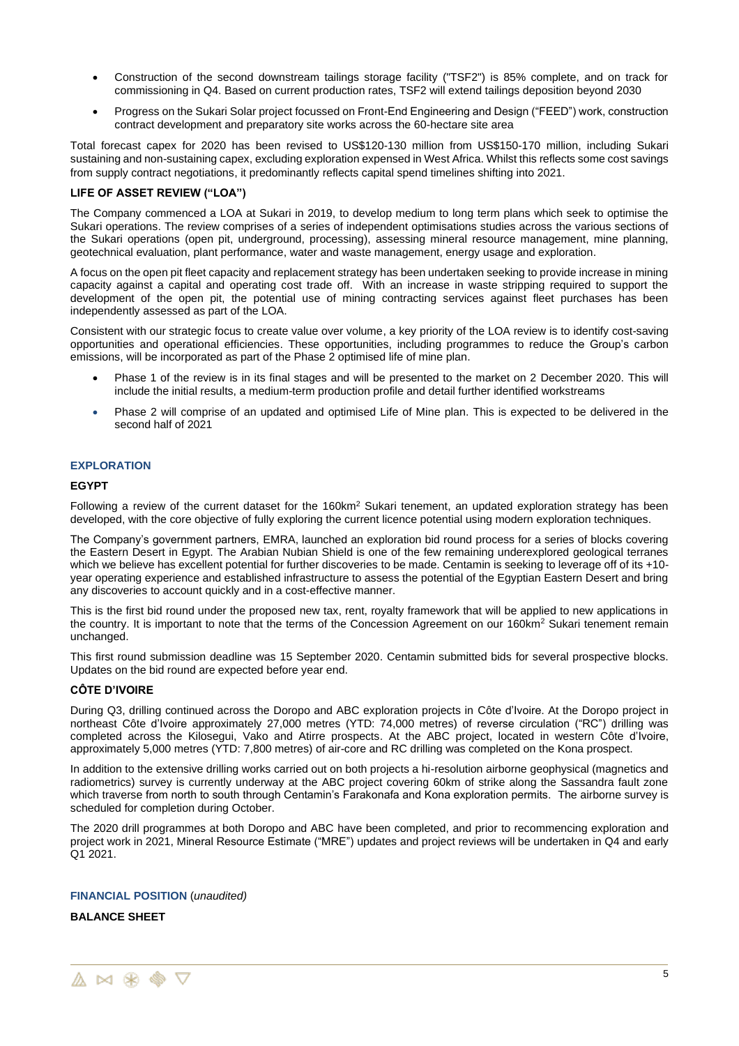- Construction of the second downstream tailings storage facility ("TSF2") is 85% complete, and on track for commissioning in Q4. Based on current production rates, TSF2 will extend tailings deposition beyond 2030
- Progress on the Sukari Solar project focussed on Front-End Engineering and Design ("FEED") work, construction contract development and preparatory site works across the 60-hectare site area

Total forecast capex for 2020 has been revised to US$120-130 million from US$150-170 million, including Sukari sustaining and non-sustaining capex, excluding exploration expensed in West Africa. Whilst this reflects some cost savings from supply contract negotiations, it predominantly reflects capital spend timelines shifting into 2021.

**LIFE OF ASSET REVIEW ("LOA")**

The Company commenced a LOA at Sukari in 2019, to develop medium to long term plans which seek to optimise the Sukari operations. The review comprises of a series of independent optimisations studies across the various sections of the Sukari operations (open pit, underground, processing), assessing mineral resource management, mine planning, geotechnical evaluation, plant performance, water and waste management, energy usage and exploration.

A focus on the open pit fleet capacity and replacement strategy has been undertaken seeking to provide increase in mining capacity against a capital and operating cost trade off. With an increase in waste stripping required to support the development of the open pit, the potential use of mining contracting services against fleet purchases has been independently assessed as part of the LOA.

Consistent with our strategic focus to create value over volume, a key priority of the LOA review is to identify cost-saving opportunities and operational efficiencies. These opportunities, including programmes to reduce the Group's carbon emissions, will be incorporated as part of the Phase 2 optimised life of mine plan.

- Phase 1 of the review is in its final stages and will be presented to the market on 2 December 2020. This will include the initial results, a medium-term production profile and detail further identified workstreams
- Phase 2 will comprise of an updated and optimised Life of Mine plan. This is expected to be delivered in the second half of 2021

## EXPLORATION

**EGYPT**

Following a review of the current dataset for the 160km$^2$ Sukari tenement, an updated exploration strategy has been developed, with the core objective of fully exploring the current licence potential using modern exploration techniques.

The Company's government partners, EMRA, launched an exploration bid round process for a series of blocks covering the Eastern Desert in Egypt. The Arabian Nubian Shield is one of the few remaining underexplored geological terranes which we believe has excellent potential for further discoveries to be made. Centamin is seeking to leverage off of its +10-year operating experience and established infrastructure to assess the potential of the Egyptian Eastern Desert and bring any discoveries to account quickly and in a cost-effective manner.

This is the first bid round under the proposed new tax, rent, royalty framework that will be applied to new applications in the country. It is important to note that the terms of the Concession Agreement on our 160km$^2$ Sukari tenement remain unchanged.

This first round submission deadline was 15 September 2020. Centamin submitted bids for several prospective blocks. Updates on the bid round are expected before year end.

**CÔTE D'IVOIRE**

During Q3, drilling continued across the Doropo and ABC exploration projects in Côte d'Ivoire. At the Doropo project in northeast Côte d'Ivoire approximately 27,000 metres (YTD: 74,000 metres) of reverse circulation ("RC") drilling was completed across the Kilosegui, Vako and Atirre prospects. At the ABC project, located in western Côte d'Ivoire, approximately 5,000 metres (YTD: 7,800 metres) of air-core and RC drilling was completed on the Kona prospect.

In addition to the extensive drilling works carried out on both projects a hi-resolution airborne geophysical (magnetics and radiometrics) survey is currently underway at the ABC project covering 60km of strike along the Sassandra fault zone which traverse from north to south through Centamin's Farakonafa and Kona exploration permits. The airborne survey is scheduled for completion during October.

The 2020 drill programmes at both Doropo and ABC have been completed, and prior to recommencing exploration and project work in 2021, Mineral Resource Estimate ("MRE") updates and project reviews will be undertaken in Q4 and early Q1 2021.

## FINANCIAL POSITION *(unaudited)*

**BALANCE SHEET**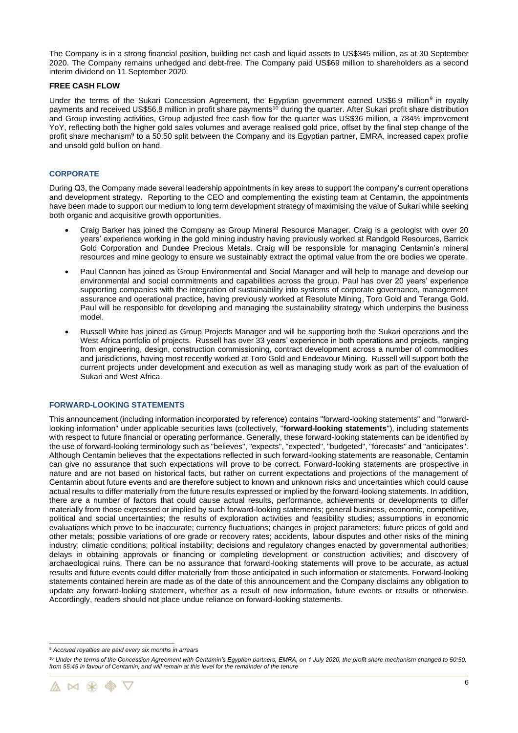The Company is in a strong financial position, building net cash and liquid assets to US$345 million, as at 30 September 2020. The Company remains unhedged and debt-free. The Company paid US$69 million to shareholders as a second interim dividend on 11 September 2020.

**FREE CASH FLOW**

Under the terms of the Sukari Concession Agreement, the Egyptian government earned US$6.9 million[9] in royalty payments and received US$56.8 million in profit share payments[10] during the quarter. After Sukari profit share distribution and Group investing activities, Group adjusted free cash flow for the quarter was US$36 million, a 784% improvement YoY, reflecting both the higher gold sales volumes and average realised gold price, offset by the final step change of the profit share mechanism[9] to a 50:50 split between the Company and its Egyptian partner, EMRA, increased capex profile and unsold gold bullion on hand.

## CORPORATE

During Q3, the Company made several leadership appointments in key areas to support the company's current operations and development strategy. Reporting to the CEO and complementing the existing team at Centamin, the appointments have been made to support our medium to long term development strategy of maximising the value of Sukari while seeking both organic and acquisitive growth opportunities.

- Craig Barker has joined the Company as Group Mineral Resource Manager. Craig is a geologist with over 20 years' experience working in the gold mining industry having previously worked at Randgold Resources, Barrick Gold Corporation and Dundee Precious Metals. Craig will be responsible for managing Centamin's mineral resources and mine geology to ensure we sustainably extract the optimal value from the ore bodies we operate.
- Paul Cannon has joined as Group Environmental and Social Manager and will help to manage and develop our environmental and social commitments and capabilities across the group. Paul has over 20 years' experience supporting companies with the integration of sustainability into systems of corporate governance, management assurance and operational practice, having previously worked at Resolute Mining, Toro Gold and Teranga Gold. Paul will be responsible for developing and managing the sustainability strategy which underpins the business model.
- Russell White has joined as Group Projects Manager and will be supporting both the Sukari operations and the West Africa portfolio of projects. Russell has over 33 years' experience in both operations and projects, ranging from engineering, design, construction commissioning, contract development across a number of commodities and jurisdictions, having most recently worked at Toro Gold and Endeavour Mining. Russell will support both the current projects under development and execution as well as managing study work as part of the evaluation of Sukari and West Africa.

## FORWARD-LOOKING STATEMENTS

This announcement (including information incorporated by reference) contains "forward-looking statements" and "forward-looking information" under applicable securities laws (collectively, "**forward-looking statements**"), including statements with respect to future financial or operating performance. Generally, these forward-looking statements can be identified by the use of forward-looking terminology such as "believes", "expects", "expected", "budgeted", "forecasts" and "anticipates". Although Centamin believes that the expectations reflected in such forward-looking statements are reasonable, Centamin can give no assurance that such expectations will prove to be correct. Forward-looking statements are prospective in nature and are not based on historical facts, but rather on current expectations and projections of the management of Centamin about future events and are therefore subject to known and unknown risks and uncertainties which could cause actual results to differ materially from the future results expressed or implied by the forward-looking statements. In addition, there are a number of factors that could cause actual results, performance, achievements or developments to differ materially from those expressed or implied by such forward-looking statements; general business, economic, competitive, political and social uncertainties; the results of exploration activities and feasibility studies; assumptions in economic evaluations which prove to be inaccurate; currency fluctuations; changes in project parameters; future prices of gold and other metals; possible variations of ore grade or recovery rates; accidents, labour disputes and other risks of the mining industry; climatic conditions; political instability; decisions and regulatory changes enacted by governmental authorities; delays in obtaining approvals or financing or completing development or construction activities; and discovery of archaeological ruins. There can be no assurance that forward-looking statements will prove to be accurate, as actual results and future events could differ materially from those anticipated in such information or statements. Forward-looking statements contained herein are made as of the date of this announcement and the Company disclaims any obligation to update any forward-looking statement, whether as a result of new information, future events or results or otherwise. Accordingly, readers should not place undue reliance on forward-looking statements.

---

[9] *Accrued royalties are paid every six months in arrears*

[10] *Under the terms of the Concession Agreement with Centamin's Egyptian partners, EMRA, on 1 July 2020, the profit share mechanism changed to 50:50, from 55:45 in favour of Centamin, and will remain at this level for the remainder of the tenure*